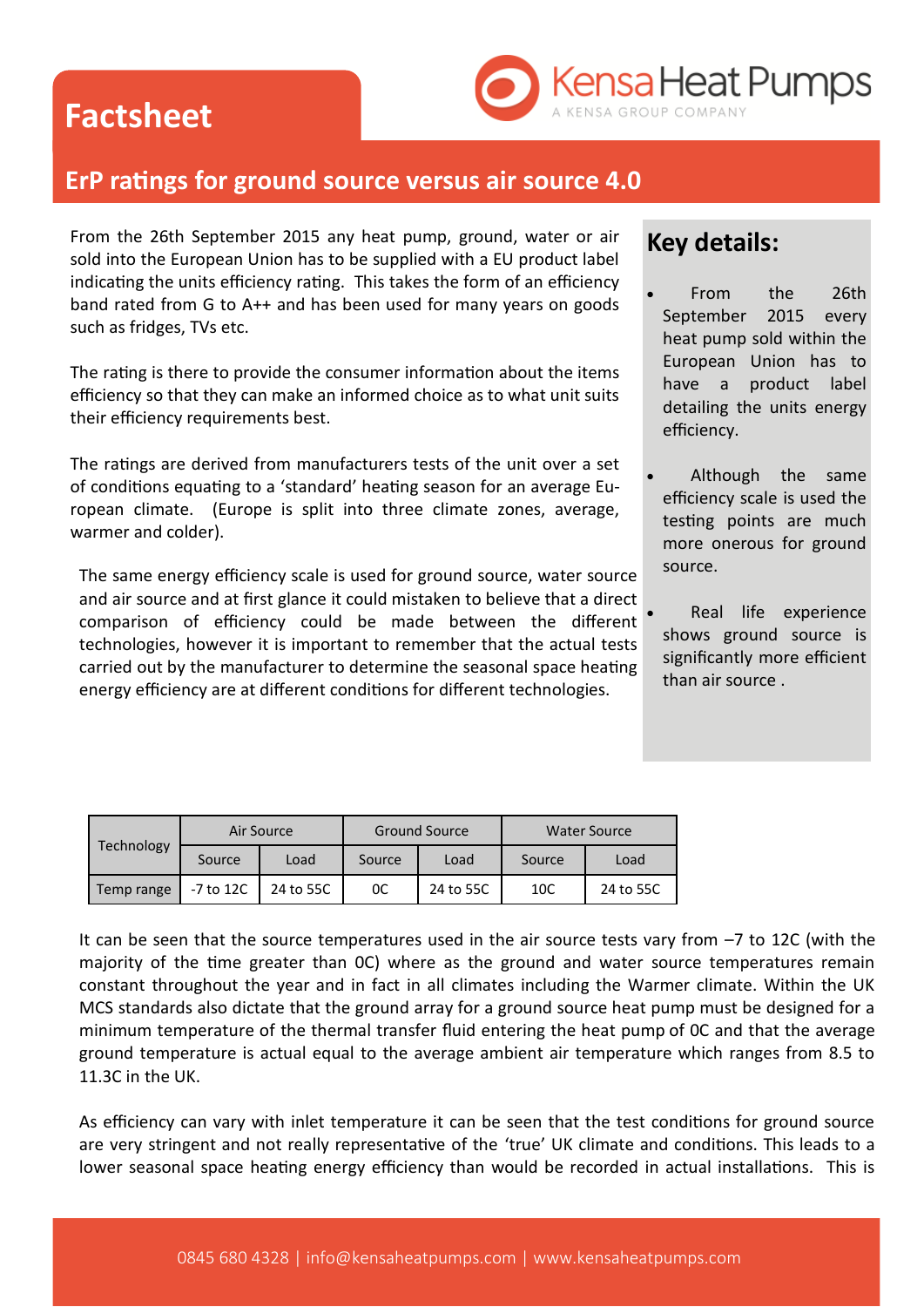# Factsheet

## ErP ratings for ground source versus air source 4.0

From the 26th September 2015 any heat pump, ground, water or air sold into the European Union has to be supplied with a EU product label indicating the units efficiency rating. This takes the form of an efficiency band rated from G to A++ and has been used for many years on goods such as fridges, TVs etc.

The rating is there to provide the consumer information about the items efficiency so that they can make an informed choice as to what unit suits their efficiency requirements best.

The ratings are derived from manufacturers tests of the unit over a set of conditions equating to a 'standard' heating season for an average European climate. (Europe is split into three climate zones, average, warmer and colder).

The same energy efficiency scale is used for ground source, water source and air source and at first glance it could mistaken to believe that a direct comparison of efficiency could be made between the different technologies, however it is important to remember that the actual tests carried out by the manufacturer to determine the seasonal space heating energy efficiency are at different conditions for different technologies.

### Key details:

- From the 26th September 2015 every heat pump sold within the European Union has to have a product label detailing the units energy efficiency.
- Although the same efficiency scale is used the testing points are much more onerous for ground source.
- Real life experience shows ground source is significantly more efficient than air source .

| Technology | Air Source | | Ground Source | | Water Source | |
|---|---|---|---|---|---|---|
| | Source | Load | Source | Load | Source | Load |
| Temp range | -7 to 12C | 24 to 55C | 0C | 24 to 55C | 10C | 24 to 55C |

It can be seen that the source temperatures used in the air source tests vary from –7 to 12C (with the majority of the time greater than 0C) where as the ground and water source temperatures remain constant throughout the year and in fact in all climates including the Warmer climate. Within the UK MCS standards also dictate that the ground array for a ground source heat pump must be designed for a minimum temperature of the thermal transfer fluid entering the heat pump of 0C and that the average ground temperature is actual equal to the average ambient air temperature which ranges from 8.5 to 11.3C in the UK.

As efficiency can vary with inlet temperature it can be seen that the test conditions for ground source are very stringent and not really representative of the 'true' UK climate and conditions. This leads to a lower seasonal space heating energy efficiency than would be recorded in actual installations. This is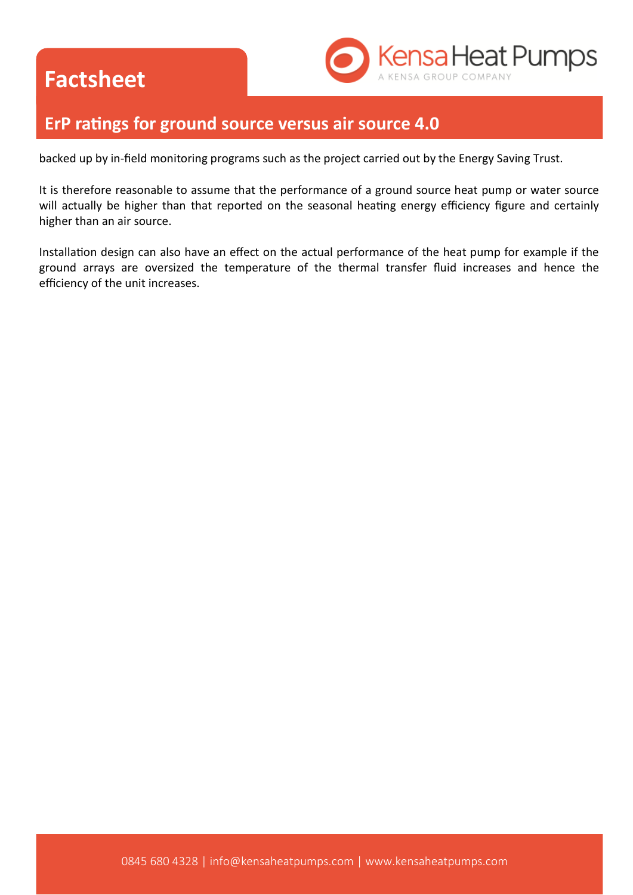backed up by in-field monitoring programs such as the project carried out by the Energy Saving Trust.

It is therefore reasonable to assume that the performance of a ground source heat pump or water source will actually be higher than that reported on the seasonal heating energy efficiency figure and certainly higher than an air source.

Installation design can also have an effect on the actual performance of the heat pump for example if the ground arrays are oversized the temperature of the thermal transfer fluid increases and hence the efficiency of the unit increases.